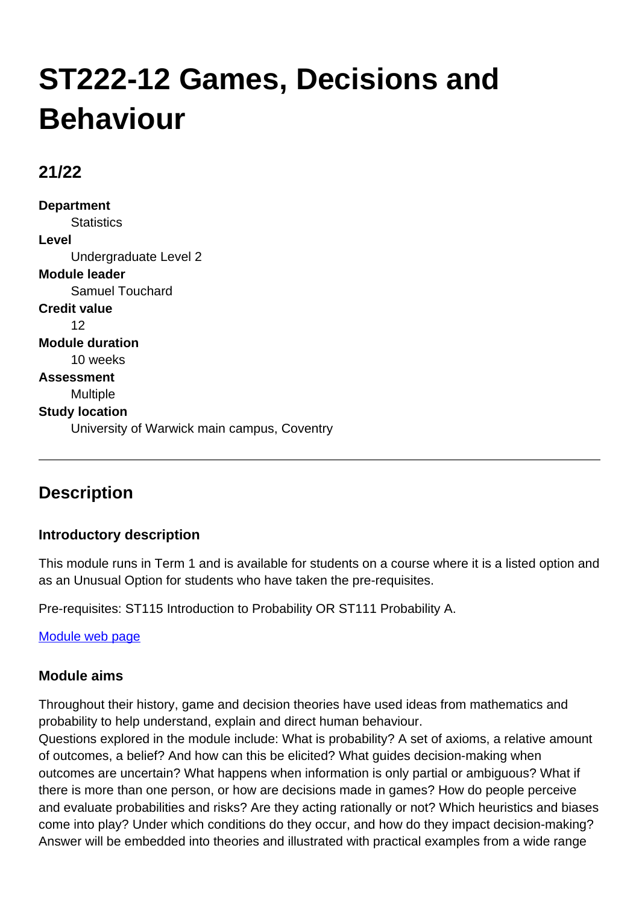# ST222-12 Games, Decisions and Behaviour

## 21/22

**Department**
Statistics

**Level**
Undergraduate Level 2

**Module leader**
Samuel Touchard

**Credit value**
12

**Module duration**
10 weeks

**Assessment**
Multiple

**Study location**
University of Warwick main campus, Coventry

---

## Description

### Introductory description

This module runs in Term 1 and is available for students on a course where it is a listed option and as an Unusual Option for students who have taken the pre-requisites.

Pre-requisites: ST115 Introduction to Probability OR ST111 Probability A.

[Module web page]

### Module aims

Throughout their history, game and decision theories have used ideas from mathematics and probability to help understand, explain and direct human behaviour.
Questions explored in the module include: What is probability? A set of axioms, a relative amount of outcomes, a belief? And how can this be elicited? What guides decision-making when outcomes are uncertain? What happens when information is only partial or ambiguous? What if there is more than one person, or how are decisions made in games? How do people perceive and evaluate probabilities and risks? Are they acting rationally or not? Which heuristics and biases come into play? Under which conditions do they occur, and how do they impact decision-making? Answer will be embedded into theories and illustrated with practical examples from a wide range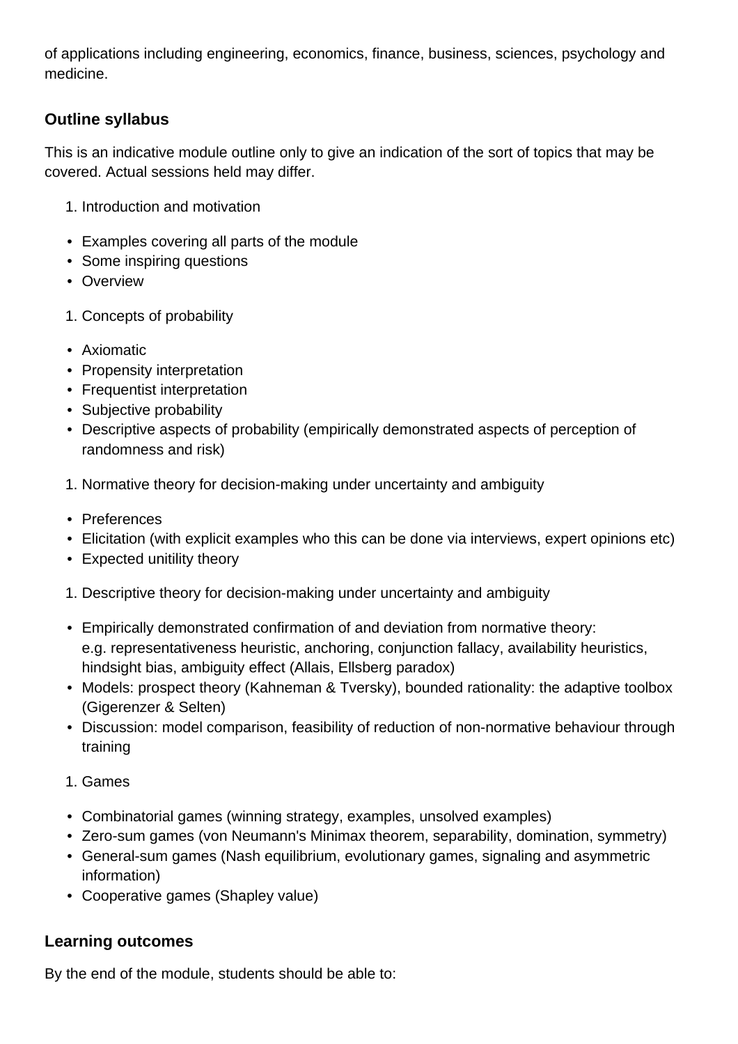of applications including engineering, economics, finance, business, sciences, psychology and medicine.

### Outline syllabus

This is an indicative module outline only to give an indication of the sort of topics that may be covered. Actual sessions held may differ.

1. Introduction and motivation

- Examples covering all parts of the module
- Some inspiring questions
- Overview

1. Concepts of probability

- Axiomatic
- Propensity interpretation
- Frequentist interpretation
- Subjective probability
- Descriptive aspects of probability (empirically demonstrated aspects of perception of randomness and risk)

1. Normative theory for decision-making under uncertainty and ambiguity

- Preferences
- Elicitation (with explicit examples who this can be done via interviews, expert opinions etc)
- Expected unitility theory

1. Descriptive theory for decision-making under uncertainty and ambiguity

- Empirically demonstrated confirmation of and deviation from normative theory: e.g. representativeness heuristic, anchoring, conjunction fallacy, availability heuristics, hindsight bias, ambiguity effect (Allais, Ellsberg paradox)
- Models: prospect theory (Kahneman & Tversky), bounded rationality: the adaptive toolbox (Gigerenzer & Selten)
- Discussion: model comparison, feasibility of reduction of non-normative behaviour through training

1. Games

- Combinatorial games (winning strategy, examples, unsolved examples)
- Zero-sum games (von Neumann's Minimax theorem, separability, domination, symmetry)
- General-sum games (Nash equilibrium, evolutionary games, signaling and asymmetric information)
- Cooperative games (Shapley value)

### Learning outcomes

By the end of the module, students should be able to: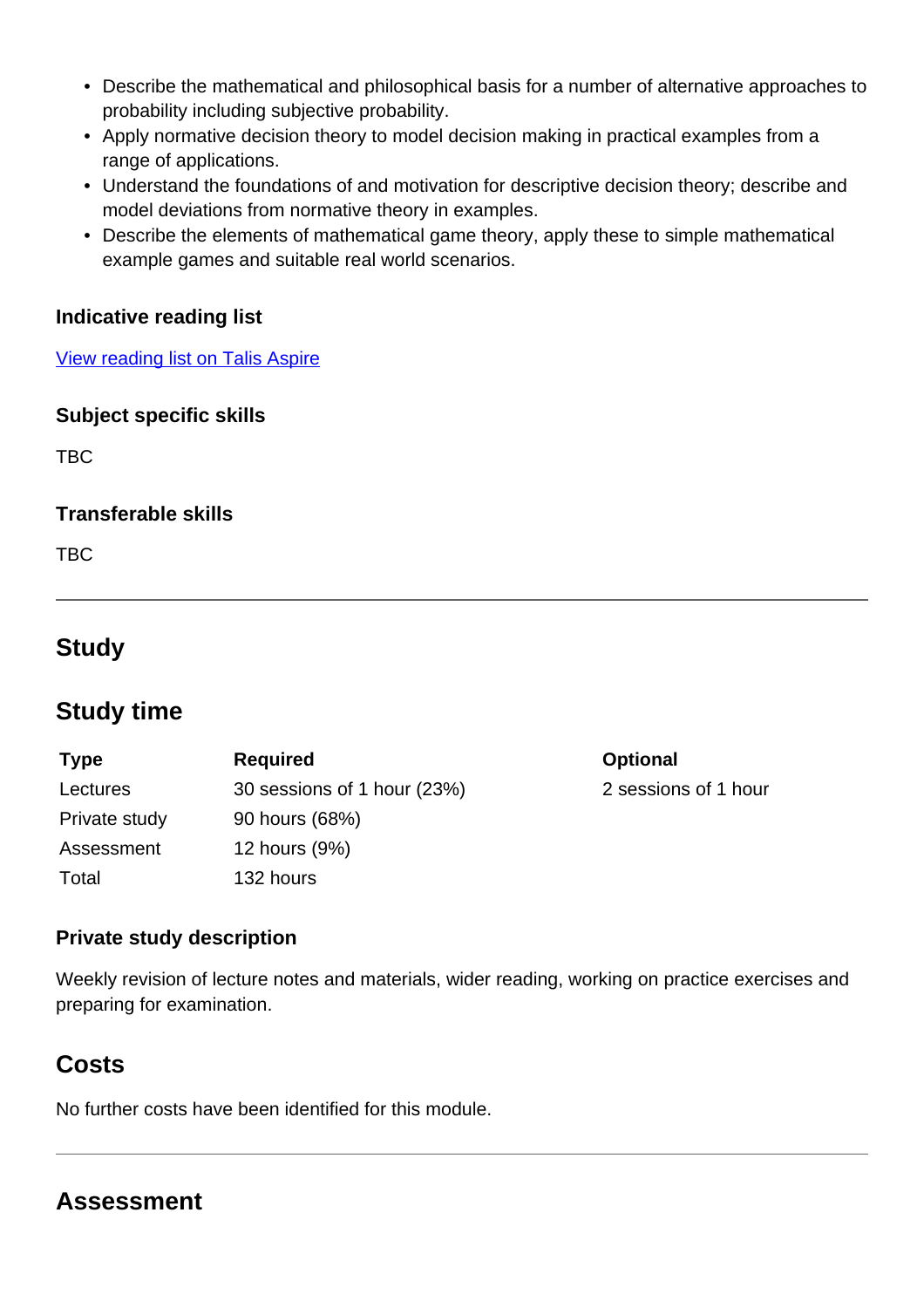- Describe the mathematical and philosophical basis for a number of alternative approaches to probability including subjective probability.
- Apply normative decision theory to model decision making in practical examples from a range of applications.
- Understand the foundations of and motivation for descriptive decision theory; describe and model deviations from normative theory in examples.
- Describe the elements of mathematical game theory, apply these to simple mathematical example games and suitable real world scenarios.

### Indicative reading list

[View reading list on Talis Aspire]()

### Subject specific skills

TBC

### Transferable skills

TBC

---

## Study

## Study time

| Type | Required | Optional |
|---|---|---|
| Lectures | 30 sessions of 1 hour (23%) | 2 sessions of 1 hour |
| Private study | 90 hours (68%) | |
| Assessment | 12 hours (9%) | |
| Total | 132 hours | |

### Private study description

Weekly revision of lecture notes and materials, wider reading, working on practice exercises and preparing for examination.

## Costs

No further costs have been identified for this module.

---

## Assessment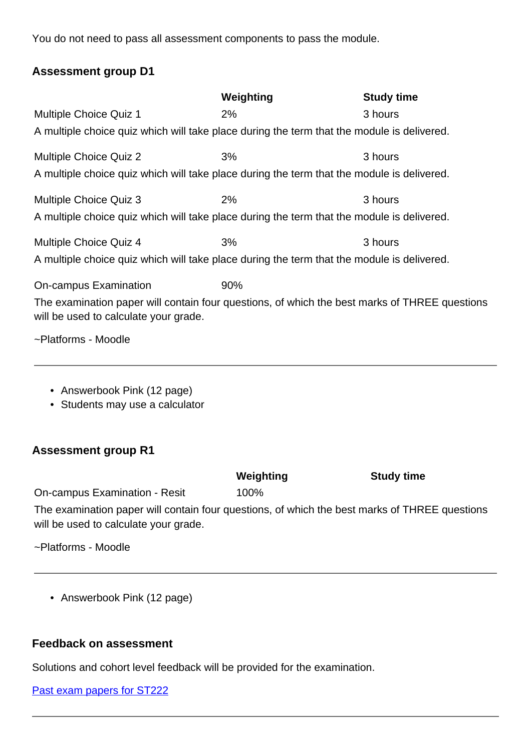You do not need to pass all assessment components to pass the module.

### Assessment group D1

| | Weighting | Study time |
|---|---|---|
| Multiple Choice Quiz 1 | 2% | 3 hours |

A multiple choice quiz which will take place during the term that the module is delivered.

| | | |
|---|---|---|
| Multiple Choice Quiz 2 | 3% | 3 hours |

A multiple choice quiz which will take place during the term that the module is delivered.

| | | |
|---|---|---|
| Multiple Choice Quiz 3 | 2% | 3 hours |

A multiple choice quiz which will take place during the term that the module is delivered.

| | | |
|---|---|---|
| Multiple Choice Quiz 4 | 3% | 3 hours |

A multiple choice quiz which will take place during the term that the module is delivered.

| | | |
|---|---|---|
| On-campus Examination | 90% | |

The examination paper will contain four questions, of which the best marks of THREE questions will be used to calculate your grade.

~Platforms - Moodle

---

- Answerbook Pink (12 page)
- Students may use a calculator

### Assessment group R1

| | Weighting | Study time |
|---|---|---|
| On-campus Examination - Resit | 100% | |

The examination paper will contain four questions, of which the best marks of THREE questions will be used to calculate your grade.

~Platforms - Moodle

---

- Answerbook Pink (12 page)

### Feedback on assessment

Solutions and cohort level feedback will be provided for the examination.

[Past exam papers for ST222]

---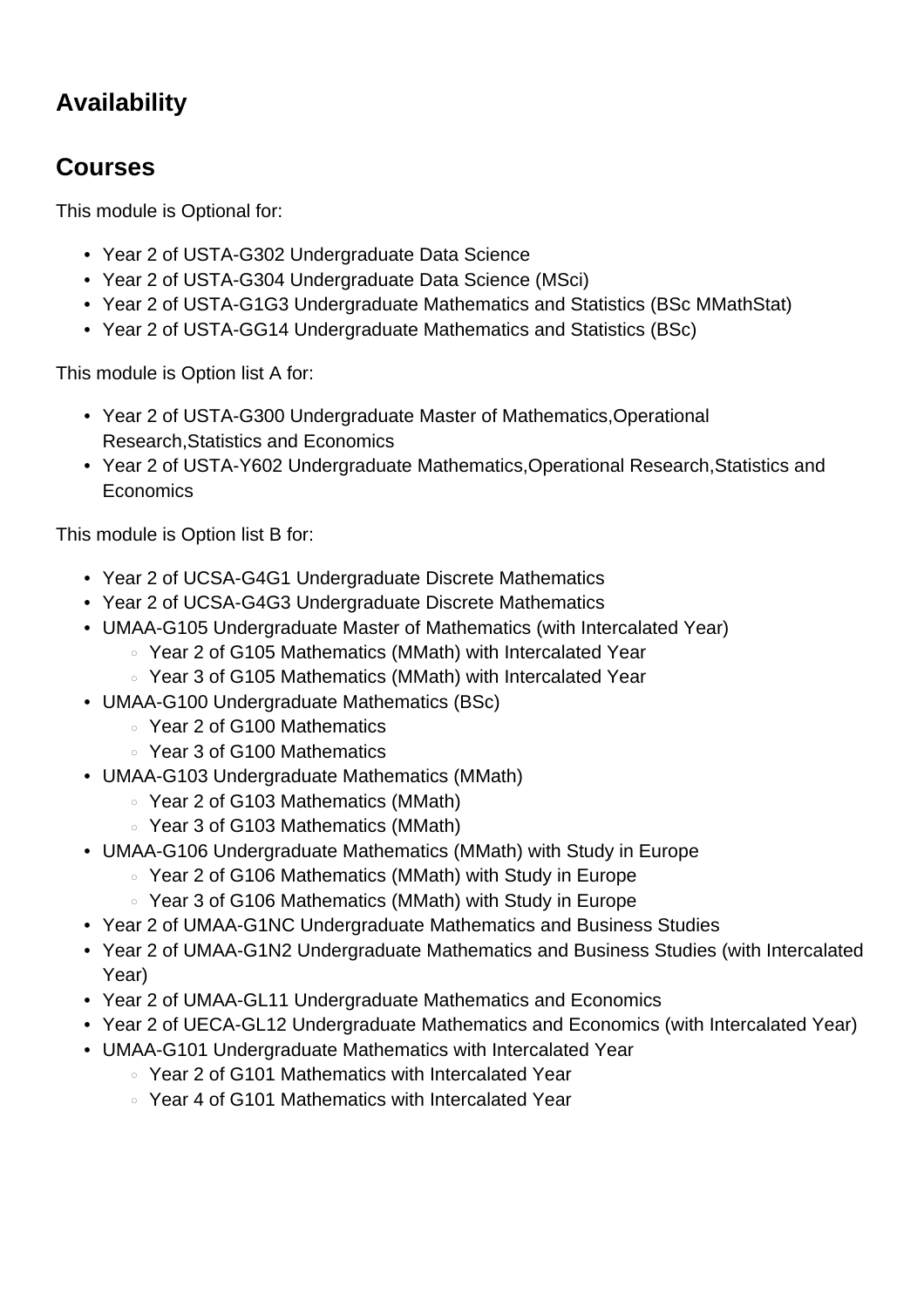## Availability

## Courses

This module is Optional for:

- Year 2 of USTA-G302 Undergraduate Data Science
- Year 2 of USTA-G304 Undergraduate Data Science (MSci)
- Year 2 of USTA-G1G3 Undergraduate Mathematics and Statistics (BSc MMathStat)
- Year 2 of USTA-GG14 Undergraduate Mathematics and Statistics (BSc)

This module is Option list A for:

- Year 2 of USTA-G300 Undergraduate Master of Mathematics,Operational Research,Statistics and Economics
- Year 2 of USTA-Y602 Undergraduate Mathematics,Operational Research,Statistics and Economics

This module is Option list B for:

- Year 2 of UCSA-G4G1 Undergraduate Discrete Mathematics
- Year 2 of UCSA-G4G3 Undergraduate Discrete Mathematics
- UMAA-G105 Undergraduate Master of Mathematics (with Intercalated Year)
  - Year 2 of G105 Mathematics (MMath) with Intercalated Year
  - Year 3 of G105 Mathematics (MMath) with Intercalated Year
- UMAA-G100 Undergraduate Mathematics (BSc)
  - Year 2 of G100 Mathematics
  - Year 3 of G100 Mathematics
- UMAA-G103 Undergraduate Mathematics (MMath)
  - Year 2 of G103 Mathematics (MMath)
  - Year 3 of G103 Mathematics (MMath)
- UMAA-G106 Undergraduate Mathematics (MMath) with Study in Europe
  - Year 2 of G106 Mathematics (MMath) with Study in Europe
  - Year 3 of G106 Mathematics (MMath) with Study in Europe
- Year 2 of UMAA-G1NC Undergraduate Mathematics and Business Studies
- Year 2 of UMAA-G1N2 Undergraduate Mathematics and Business Studies (with Intercalated Year)
- Year 2 of UMAA-GL11 Undergraduate Mathematics and Economics
- Year 2 of UECA-GL12 Undergraduate Mathematics and Economics (with Intercalated Year)
- UMAA-G101 Undergraduate Mathematics with Intercalated Year
  - Year 2 of G101 Mathematics with Intercalated Year
  - Year 4 of G101 Mathematics with Intercalated Year